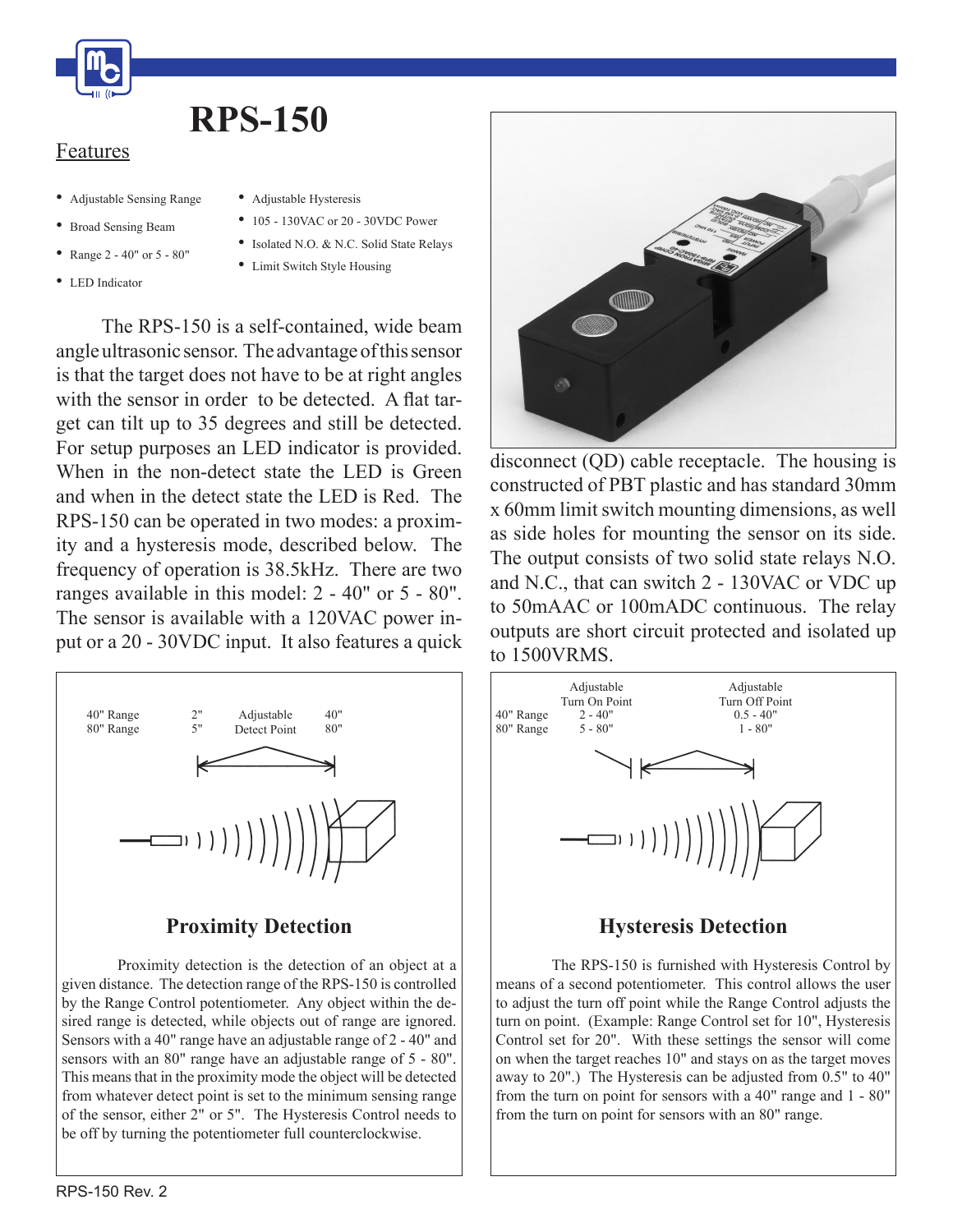# RPS-150

## Features

- Adjustable Sensing Range
- Broad Sensing Beam
- Range 2 - 40" or 5 - 80"
- LED Indicator
- Adjustable Hysteresis
- 105 - 130VAC or 20 - 30VDC Power
- Isolated N.O. & N.C. Solid State Relays
- Limit Switch Style Housing

The RPS-150 is a self-contained, wide beam angle ultrasonic sensor. The advantage of this sensor is that the target does not have to be at right angles with the sensor in order to be detected. A flat target can tilt up to 35 degrees and still be detected. For setup purposes an LED indicator is provided. When in the non-detect state the LED is Green and when in the detect state the LED is Red. The RPS-150 can be operated in two modes: a proximity and a hysteresis mode, described below. The frequency of operation is 38.5kHz. There are two ranges available in this model: 2 - 40" or 5 - 80". The sensor is available with a 120VAC power input or a 20 - 30VDC input. It also features a quick disconnect (QD) cable receptacle. The housing is constructed of PBT plastic and has standard 30mm x 60mm limit switch mounting dimensions, as well as side holes for mounting the sensor on its side. The output consists of two solid state relays N.O. and N.C., that can switch 2 - 130VAC or VDC up to 50mAAC or 100mADC continuous. The relay outputs are short circuit protected and isolated up to 1500VRMS.

| | | Adjustable Detect Point | |
|---|---|---|---|
| 40" Range | 2" | | 40" |
| 80" Range | 5" | | 80" |

### Proximity Detection

Proximity detection is the detection of an object at a given distance. The detection range of the RPS-150 is controlled by the Range Control potentiometer. Any object within the desired range is detected, while objects out of range are ignored. Sensors with a 40" range have an adjustable range of 2 - 40" and sensors with an 80" range have an adjustable range of 5 - 80". This means that in the proximity mode the object will be detected from whatever detect point is set to the minimum sensing range of the sensor, either 2" or 5". The Hysteresis Control needs to be off by turning the potentiometer full counterclockwise.

| | Adjustable Turn On Point | Adjustable Turn Off Point |
|---|---|---|
| 40" Range | 2 - 40" | 0.5 - 40" |
| 80" Range | 5 - 80" | 1 - 80" |

### Hysteresis Detection

The RPS-150 is furnished with Hysteresis Control by means of a second potentiometer. This control allows the user to adjust the turn off point while the Range Control adjusts the turn on point. (Example: Range Control set for 10", Hysteresis Control set for 20". With these settings the sensor will come on when the target reaches 10" and stays on as the target moves away to 20".) The Hysteresis can be adjusted from 0.5" to 40" from the turn on point for sensors with a 40" range and 1 - 80" from the turn on point for sensors with an 80" range.

RPS-150 Rev. 2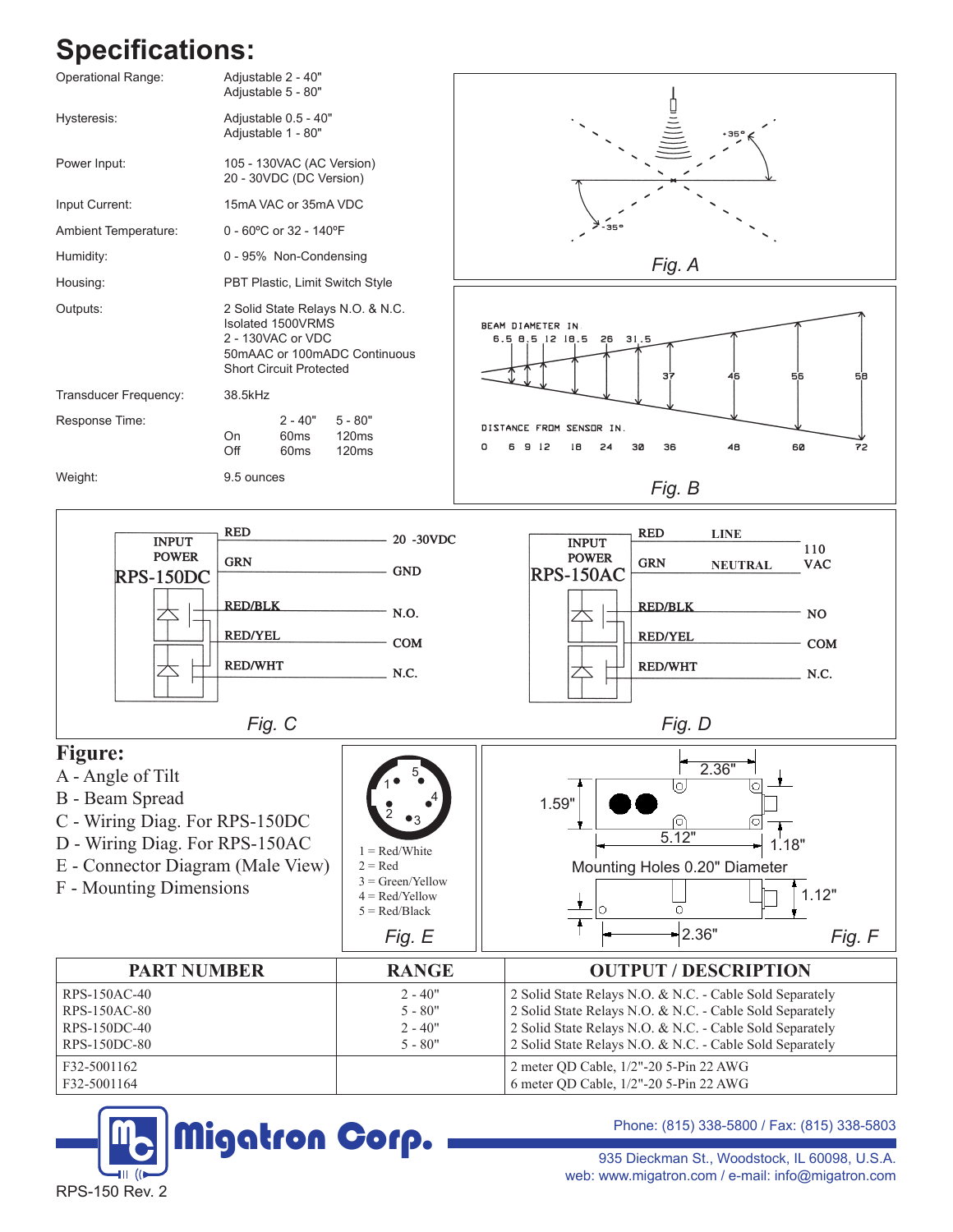# Specifications:

| | |
|---|---|
| Operational Range: | Adjustable 2 - 40"<br>Adjustable 5 - 80" |
| Hysteresis: | Adjustable 0.5 - 40"<br>Adjustable 1 - 80" |
| Power Input: | 105 - 130VAC (AC Version)<br>20 - 30VDC (DC Version) |
| Input Current: | 15mA VAC or 35mA VDC |
| Ambient Temperature: | 0 - 60ºC or 32 - 140ºF |
| Humidity: | 0 - 95% Non-Condensing |
| Housing: | PBT Plastic, Limit Switch Style |
| Outputs: | 2 Solid State Relays N.O. & N.C.<br>Isolated 1500VRMS<br>2 - 130VAC or VDC<br>50mAAC or 100mADC Continuous<br>Short Circuit Protected |
| Transducer Frequency: | 38.5kHz |
| Response Time: | 2 - 40": On 60ms, Off 60ms<br>5 - 80": On 120ms, Off 120ms |
| Weight: | 9.5 ounces |

+35°
-35°

Fig. A

BEAM DIAMETER IN
6.5 8.5 12 18.5 26 31.5 37 46 56 58

DISTANCE FROM SENSOR IN.
0 6 9 12 18 24 30 36 48 60 72

Fig. B

INPUT POWER
RPS-150DC
RED — 20 -30VDC
GRN — GND
RED/BLK — N.O.
RED/YEL — COM
RED/WHT — N.C.

Fig. C

INPUT POWER
RPS-150AC
RED — LINE
GRN — NEUTRAL
110 VAC
RED/BLK — NO
RED/YEL — COM
RED/WHT — N.C.

Fig. D

## Figure:

A - Angle of Tilt
B - Beam Spread
C - Wiring Diag. For RPS-150DC
D - Wiring Diag. For RPS-150AC
E - Connector Diagram (Male View)
F - Mounting Dimensions

1 = Red/White
2 = Red
3 = Green/Yellow
4 = Red/Yellow
5 = Red/Black

Fig. E

2.36"
1.59"
5.12"
1.18"
Mounting Holes 0.20" Diameter
1.12"
2.36"

Fig. F

| PART NUMBER | RANGE | OUTPUT / DESCRIPTION |
|---|---|---|
| RPS-150AC-40 | 2 - 40" | 2 Solid State Relays N.O. & N.C. - Cable Sold Separately |
| RPS-150AC-80 | 5 - 80" | 2 Solid State Relays N.O. & N.C. - Cable Sold Separately |
| RPS-150DC-40 | 2 - 40" | 2 Solid State Relays N.O. & N.C. - Cable Sold Separately |
| RPS-150DC-80 | 5 - 80" | 2 Solid State Relays N.O. & N.C. - Cable Sold Separately |
| F32-5001162 | | 2 meter QD Cable, 1/2"-20 5-Pin 22 AWG |
| F32-5001164 | | 6 meter QD Cable, 1/2"-20 5-Pin 22 AWG |

**Migatron Corp.**

Phone: (815) 338-5800 / Fax: (815) 338-5803
935 Dieckman St., Woodstock, IL 60098, U.S.A.
web: www.migatron.com / e-mail: info@migatron.com

RPS-150 Rev. 2